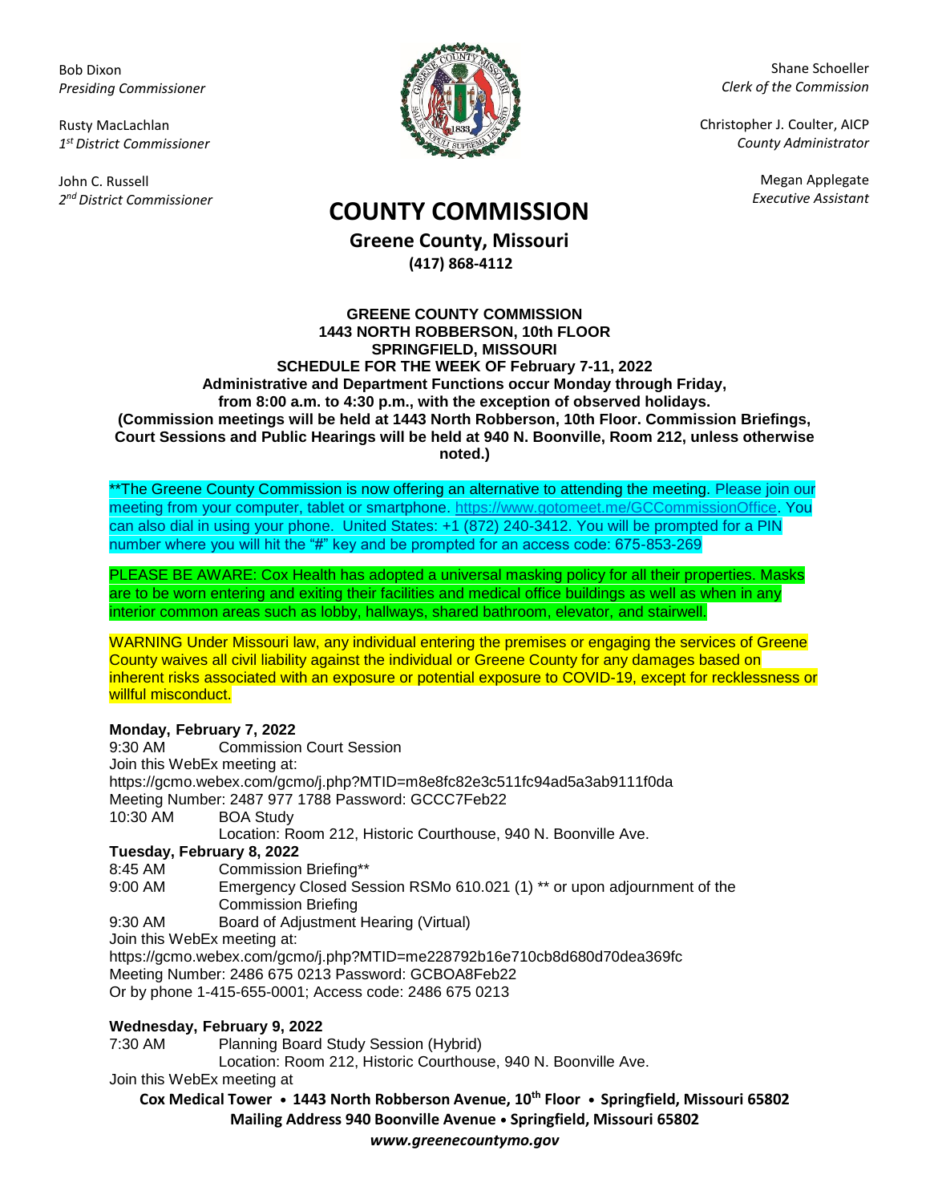Bob Dixon
*Presiding Commissioner*

Rusty MacLachlan
*1st District Commissioner*

John C. Russell
*2nd District Commissioner*

Shane Schoeller
*Clerk of the Commission*

Christopher J. Coulter, AICP
*County Administrator*

Megan Applegate
*Executive Assistant*

# COUNTY COMMISSION

## Greene County, Missouri

**(417) 868-4112**

**GREENE COUNTY COMMISSION**
**1443 NORTH ROBBERSON, 10th FLOOR**
**SPRINGFIELD, MISSOURI**
**SCHEDULE FOR THE WEEK OF February 7-11, 2022**
**Administrative and Department Functions occur Monday through Friday, from 8:00 a.m. to 4:30 p.m., with the exception of observed holidays.**
**(Commission meetings will be held at 1443 North Robberson, 10th Floor. Commission Briefings, Court Sessions and Public Hearings will be held at 940 N. Boonville, Room 212, unless otherwise noted.)**

**The Greene County Commission is now offering an alternative to attending the meeting. Please join our meeting from your computer, tablet or smartphone. https://www.gotomeet.me/GCCommissionOffice. You can also dial in using your phone. United States: +1 (872) 240-3412. You will be prompted for a PIN number where you will hit the "#" key and be prompted for an access code: 675-853-269

PLEASE BE AWARE: Cox Health has adopted a universal masking policy for all their properties. Masks are to be worn entering and exiting their facilities and medical office buildings as well as when in any interior common areas such as lobby, hallways, shared bathroom, elevator, and stairwell.

WARNING Under Missouri law, any individual entering the premises or engaging the services of Greene County waives all civil liability against the individual or Greene County for any damages based on inherent risks associated with an exposure or potential exposure to COVID-19, except for recklessness or willful misconduct.

**Monday, February 7, 2022**

9:30 AM Commission Court Session
Join this WebEx meeting at:
https://gcmo.webex.com/gcmo/j.php?MTID=m8e8fc82e3c511fc94ad5a3ab9111f0da
Meeting Number: 2487 977 1788 Password: GCCC7Feb22

10:30 AM BOA Study
Location: Room 212, Historic Courthouse, 940 N. Boonville Ave.

**Tuesday, February 8, 2022**

8:45 AM Commission Briefing**

9:00 AM Emergency Closed Session RSMo 610.021 (1) ** or upon adjournment of the Commission Briefing

9:30 AM Board of Adjustment Hearing (Virtual)
Join this WebEx meeting at:
https://gcmo.webex.com/gcmo/j.php?MTID=me228792b16e710cb8d680d70dea369fc
Meeting Number: 2486 675 0213 Password: GCBOA8Feb22
Or by phone 1-415-655-0001; Access code: 2486 675 0213

**Wednesday, February 9, 2022**

7:30 AM Planning Board Study Session (Hybrid)
Location: Room 212, Historic Courthouse, 940 N. Boonville Ave.
Join this WebEx meeting at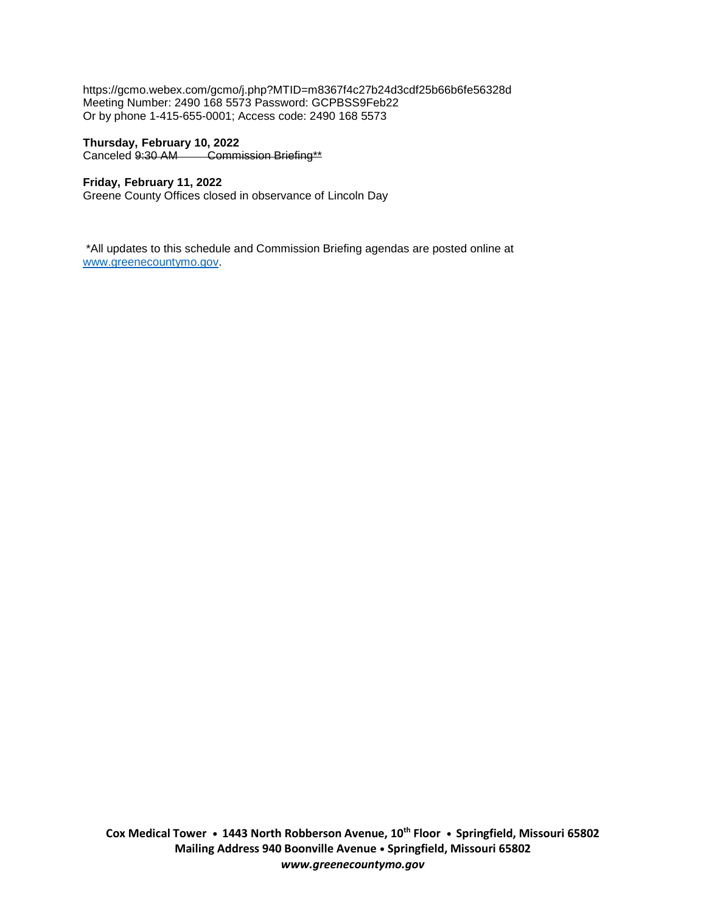https://gcmo.webex.com/gcmo/j.php?MTID=m8367f4c27b24d3cdf25b66b6fe56328d
Meeting Number: 2490 168 5573 Password: GCPBSS9Feb22
Or by phone 1-415-655-0001; Access code: 2490 168 5573

**Thursday, February 10, 2022**
Canceled ~~9:30 AM Commission Briefing**~~

**Friday, February 11, 2022**
Greene County Offices closed in observance of Lincoln Day

*All updates to this schedule and Commission Briefing agendas are posted online at www.greenecountymo.gov.

**Cox Medical Tower • 1443 North Robberson Avenue, 10th Floor • Springfield, Missouri 65802**
**Mailing Address 940 Boonville Avenue • Springfield, Missouri 65802**
***www.greenecountymo.gov***